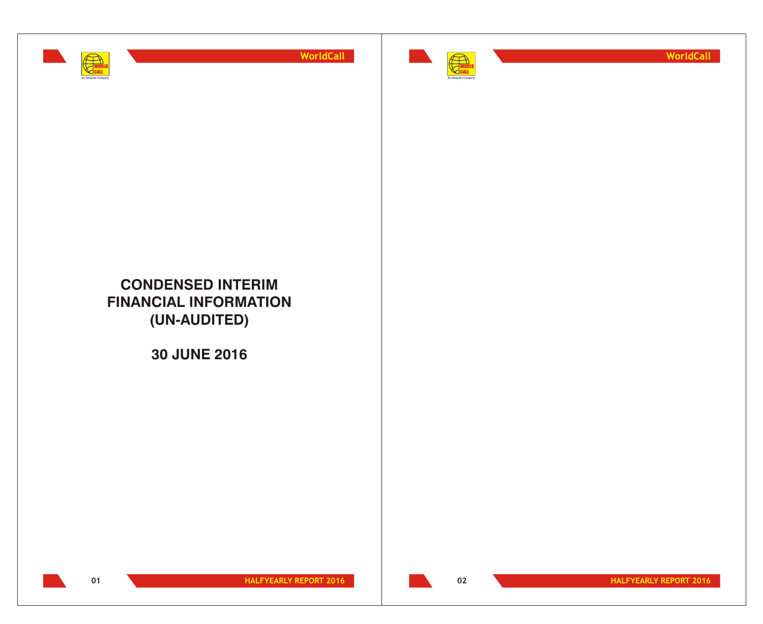# CONDENSED INTERIM FINANCIAL INFORMATION (UN-AUDITED)

## 30 JUNE 2016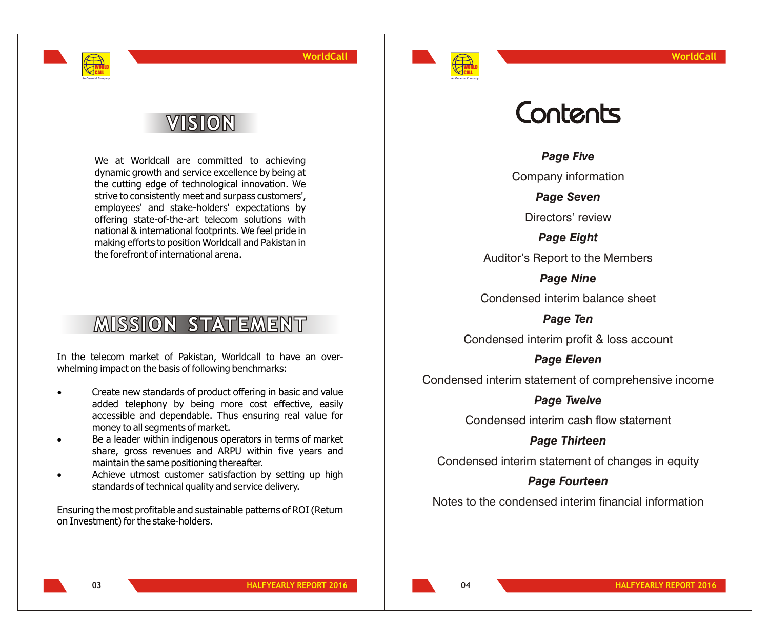# VISION

We at Worldcall are committed to achieving dynamic growth and service excellence by being at the cutting edge of technological innovation. We strive to consistently meet and surpass customers', employees' and stake-holders' expectations by offering state-of-the-art telecom solutions with national & international footprints. We feel pride in making efforts to position Worldcall and Pakistan in the forefront of international arena.

# MISSION STATEMENT

In the telecom market of Pakistan, Worldcall to have an over-whelming impact on the basis of following benchmarks:

- Create new standards of product offering in basic and value added telephony by being more cost effective, easily accessible and dependable. Thus ensuring real value for money to all segments of market.
- Be a leader within indigenous operators in terms of market share, gross revenues and ARPU within five years and maintain the same positioning thereafter.
- Achieve utmost customer satisfaction by setting up high standards of technical quality and service delivery.

Ensuring the most profitable and sustainable patterns of ROI (Return on Investment) for the stake-holders.

# Contents

***Page Five***

Company information

***Page Seven***

Directors' review

***Page Eight***

Auditor's Report to the Members

***Page Nine***

Condensed interim balance sheet

***Page Ten***

Condensed interim profit & loss account

***Page Eleven***

Condensed interim statement of comprehensive income

***Page Twelve***

Condensed interim cash flow statement

***Page Thirteen***

Condensed interim statement of changes in equity

***Page Fourteen***

Notes to the condensed interim financial information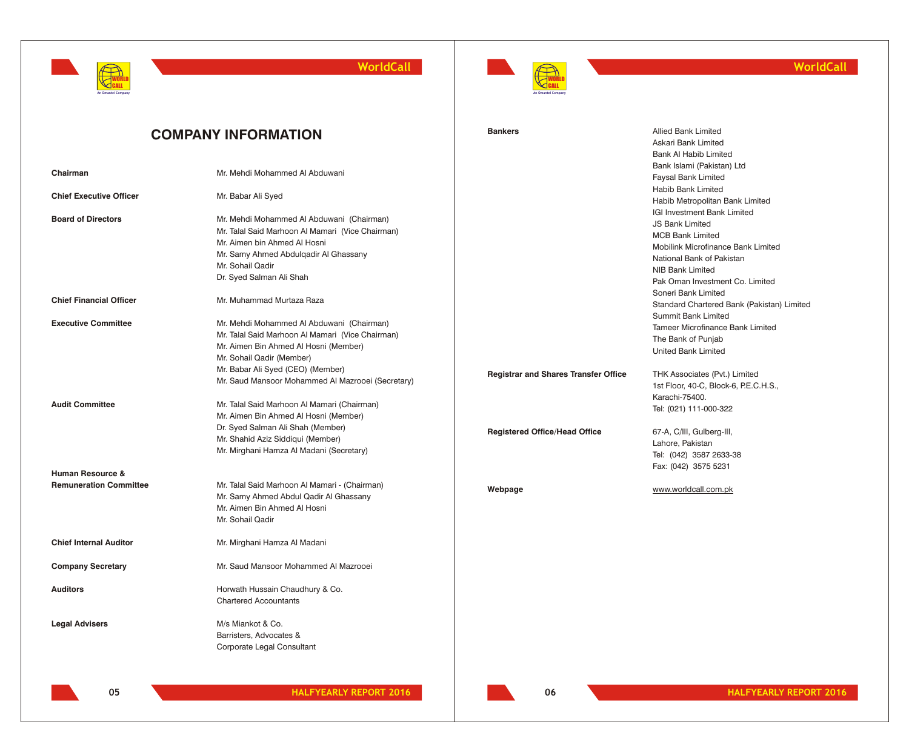# COMPANY INFORMATION

| | |
|---|---|
| **Chairman** | Mr. Mehdi Mohammed Al Abduwani |
| **Chief Executive Officer** | Mr. Babar Ali Syed |
| **Board of Directors** | Mr. Mehdi Mohammed Al Abduwani (Chairman)<br>Mr. Talal Said Marhoon Al Mamari (Vice Chairman)<br>Mr. Aimen bin Ahmed Al Hosni<br>Mr. Samy Ahmed Abdulqadir Al Ghassany<br>Mr. Sohail Qadir<br>Dr. Syed Salman Ali Shah |
| **Chief Financial Officer** | Mr. Muhammad Murtaza Raza |
| **Executive Committee** | Mr. Mehdi Mohammed Al Abduwani (Chairman)<br>Mr. Talal Said Marhoon Al Mamari (Vice Chairman)<br>Mr. Aimen Bin Ahmed Al Hosni (Member)<br>Mr. Sohail Qadir (Member)<br>Mr. Babar Ali Syed (CEO) (Member)<br>Mr. Saud Mansoor Mohammed Al Mazrooei (Secretary) |
| **Audit Committee** | Mr. Talal Said Marhoon Al Mamari (Chairman)<br>Mr. Aimen Bin Ahmed Al Hosni (Member)<br>Dr. Syed Salman Ali Shah (Member)<br>Mr. Shahid Aziz Siddiqui (Member)<br>Mr. Mirghani Hamza Al Madani (Secretary) |
| **Human Resource & Remuneration Committee** | Mr. Talal Said Marhoon Al Mamari - (Chairman)<br>Mr. Samy Ahmed Abdul Qadir Al Ghassany<br>Mr. Aimen Bin Ahmed Al Hosni<br>Mr. Sohail Qadir |
| **Chief Internal Auditor** | Mr. Mirghani Hamza Al Madani |
| **Company Secretary** | Mr. Saud Mansoor Mohammed Al Mazrooei |
| **Auditors** | Horwath Hussain Chaudhury & Co.<br>Chartered Accountants |
| **Legal Advisers** | M/s Miankot & Co.<br>Barristers, Advocates &<br>Corporate Legal Consultant |
| **Bankers** | Allied Bank Limited<br>Askari Bank Limited<br>Bank Al Habib Limited<br>Bank Islami (Pakistan) Ltd<br>Faysal Bank Limited<br>Habib Bank Limited<br>Habib Metropolitan Bank Limited<br>IGI Investment Bank Limited<br>JS Bank Limited<br>MCB Bank Limited<br>Mobilink Microfinance Bank Limited<br>National Bank of Pakistan<br>NIB Bank Limited<br>Pak Oman Investment Co. Limited<br>Soneri Bank Limited<br>Standard Chartered Bank (Pakistan) Limited<br>Summit Bank Limited<br>Tameer Microfinance Bank Limited<br>The Bank of Punjab<br>United Bank Limited |
| **Registrar and Shares Transfer Office** | THK Associates (Pvt.) Limited<br>1st Floor, 40-C, Block-6, P.E.C.H.S.,<br>Karachi-75400.<br>Tel: (021) 111-000-322 |
| **Registered Office/Head Office** | 67-A, C/III, Gulberg-III,<br>Lahore, Pakistan<br>Tel: (042) 3587 2633-38<br>Fax: (042) 3575 5231 |
| **Webpage** | www.worldcall.com.pk |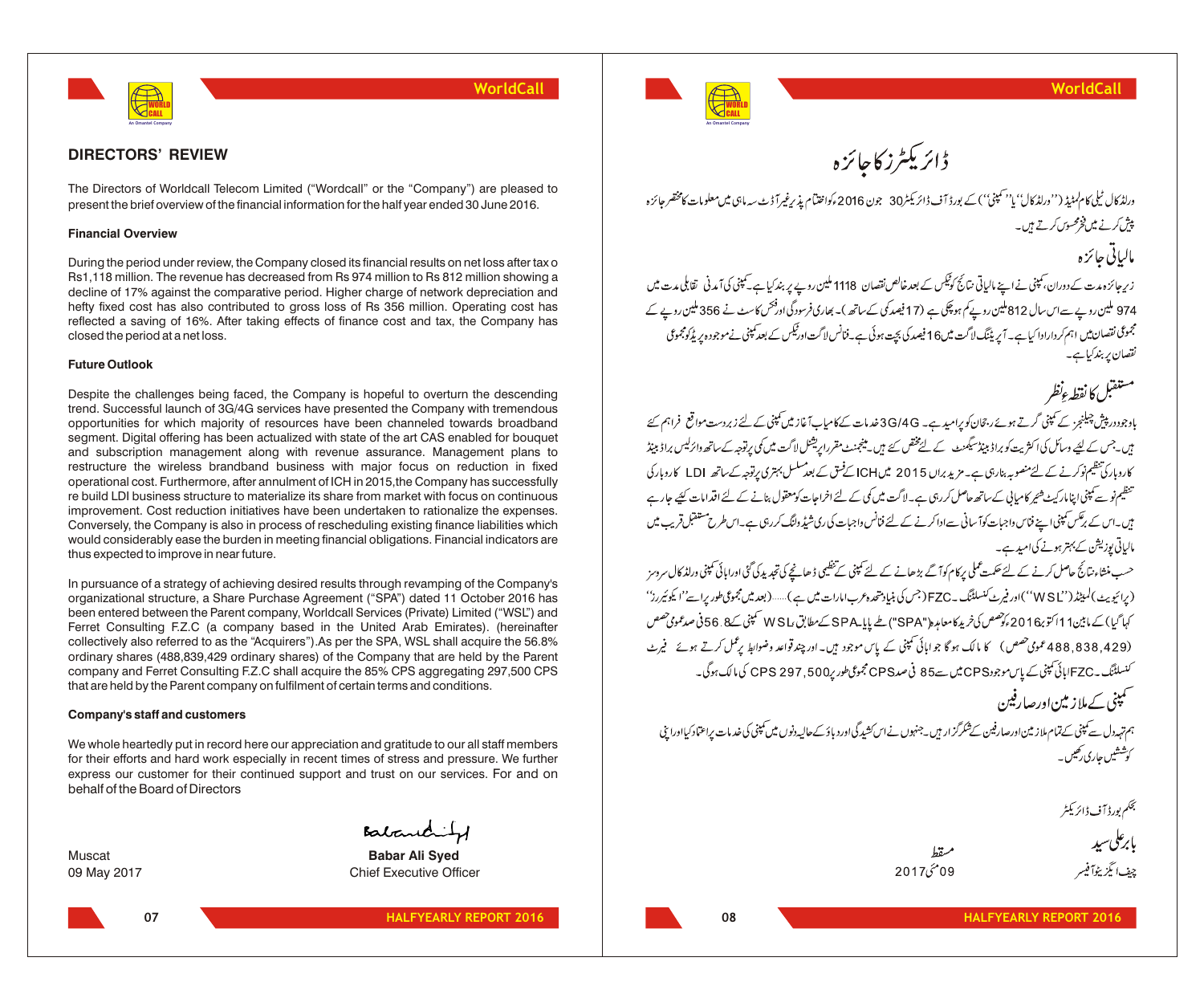## DIRECTORS' REVIEW

The Directors of Worldcall Telecom Limited ("Wordcall" or the "Company") are pleased to present the brief overview of the financial information for the half year ended 30 June 2016.

### Financial Overview

During the period under review, the Company closed its financial results on net loss after tax o Rs1,118 million. The revenue has decreased from Rs 974 million to Rs 812 million showing a decline of 17% against the comparative period. Higher charge of network depreciation and hefty fixed cost has also contributed to gross loss of Rs 356 million. Operating cost has reflected a saving of 16%. After taking effects of finance cost and tax, the Company has closed the period at a net loss.

### Future Outlook

Despite the challenges being faced, the Company is hopeful to overturn the descending trend. Successful launch of 3G/4G services have presented the Company with tremendous opportunities for which majority of resources have been channeled towards broadband segment. Digital offering has been actualized with state of the art CAS enabled for bouquet and subscription management along with revenue assurance. Management plans to restructure the wireless brandband business with major focus on reduction in fixed operational cost. Furthermore, after annulment of ICH in 2015,the Company has successfully re build LDI business structure to materialize its share from market with focus on continuous improvement. Cost reduction initiatives have been undertaken to rationalize the expenses. Conversely, the Company is also in process of rescheduling existing finance liabilities which would considerably ease the burden in meeting financial obligations. Financial indicators are thus expected to improve in near future.

In pursuance of a strategy of achieving desired results through revamping of the Company's organizational structure, a Share Purchase Agreement ("SPA") dated 11 October 2016 has been entered between the Parent company, Worldcall Services (Private) Limited ("WSL") and Ferret Consulting F.Z.C (a company based in the United Arab Emirates). (hereinafter collectively also referred to as the "Acquirers").As per the SPA, WSL shall acquire the 56.8% ordinary shares (488,839,429 ordinary shares) of the Company that are held by the Parent company and Ferret Consulting F.Z.C shall acquire the 85% CPS aggregating 297,500 CPS that are held by the Parent company on fulfilment of certain terms and conditions.

### Company's staff and customers

We whole heartedly put in record here our appreciation and gratitude to our all staff members for their efforts and hard work especially in recent times of stress and pressure. We further express our customer for their continued support and trust on our services. For and on behalf of the Board of Directors

Muscat
09 May 2017

**Babar Ali Syed**
Chief Executive Officer

## ڈائریکٹرز کا جائزہ

ورلڈ کال ٹیلی کام لمیٹڈ (''ورلڈ کال'' یا ''کمپنی'') کے بورڈ آف ڈائریکٹرز 30 جون 2016ء کو اختتام پذیر غیر آڈٹ سہ ماہی میں معلومات کا مختصر جائزہ پیش کرنے میں فخر محسوس کرتے ہیں۔

### مالیاتی جائزہ

زیر جائزہ مدت کے دوران، کمپنی نے اپنے مالیاتی نتائج کو ٹیکس کے بعد خالص نقصان 1118 ملین روپے پر بند کیا ہے۔ کمپنی کی آمدنی تقابلی مدت میں 974 ملین روپے سے اس سال 812 ملین روپے کم ہو چکی ہے (17 فیصد کمی کے ساتھ)۔ بھاری فرسودگی اور فکس کاسٹ نے 356 ملین روپے کے مجموعی نقصان میں اہم کردار ادا کیا ہے۔ آپریٹنگ لاگت میں 16 فیصد کی بچت ہوئی ہے۔ فنانس لاگت اور ٹیکس کے بعد کمپنی نے موجودہ پریڈ کو مجموعی نقصان پر بند کیا ہے۔

### مستقبل کا نقطہ نظر

باوجود درپیش چیلنجز کے کمپنی گرتے ہوئے رجحان کو پر امید ہے۔ 3G/4G خدمات کے کامیاب آغاز میں کمپنی کے لئے زبردست مواقع فراہم کئے ہیں۔ جس کے لیے وسائل کی اکثریت کو براڈ بینڈ سیگمنٹ کے لئے مختص کئے ہیں۔ مینجمنٹ مقرر اپریشنل لاگت میں کمی پر توجہ کے ساتھ وائرلیس براڈ بینڈ کاروبار کی تنظیم نو کرنے کے لئے منصوبہ بنا رہی ہے۔ مزید براں 2015 میں ICH کے فسق کے بعد مسلسل بہتری پر توجہ کے ساتھ LDI کاروبار کی تنظیم نو سے کمپنی اپنا مارکیٹ شیئر کامیابی کے ساتھ حاصل کر رہی ہے۔ لاگت میں کمی کے لئے اخراجات کو معقول بنانے کے لئے اقدامات کیئے جا رہے ہیں۔ اس کے برعکس کمپنی اپنے فنانس واجبات کو آسانی سے ادا کرنے کے لئے فنانس واجبات کی ری شیڈولنگ کر رہی ہے۔ اس طرح مستقبل قریب میں مالیاتی پوزیشن کے بہتر ہونے کی امید ہے۔

حسب منشاء نتائج حاصل کرنے کے لئے حکمت عملی پر کام کو آگے بڑھانے کے لئے کمپنی کے تنظیمی ڈھانچے کی تجدید کی گئی اور ابائی کمپنی ورلڈ کال سروسز (پرائیویٹ) لمیٹڈ (''WSL'') اور فیرٹ کنسلٹنگ۔FZC (جس کی بنیاد متحدہ عرب امارات میں ہے)..... (بعد میں مجموعی طور پر اسے ''ایکوئیررز'' کہا گیا) کے مابین 11 اکتوبر 2016ء کو حصص کی خرید کا معاہدہ ("SPA") طے پایا۔ SPA کے مطابق، WSL کمپنی کے 56.8 فی صد عمومی حصص (488,838,429 عمومی حصص) کا مالک ہو گا جو ابائی کمپنی کے پاس موجود ہیں۔ اور چند قواعد وضوابط پر عمل کرتے ہوئے فیرٹ کنسلٹنگ۔FZC ابائی کمپنی کے پاس موجود CPS میں سے 85 فی صد CPS مجموعی طور پر 297,500 CPS کی مالک ہو گی۔

### کمپنی کے ملازمین اور صارفین

ہم تہہ دل سے کمپنی کے تمام ملازمین اور صارفین کے شکرگزار ہیں۔ جنہوں نے اس کشیدگی اور دباؤ کے حالیہ دنوں میں کمپنی کی خدمات پر اعتماد کیا اور اپنی کوششیں جاری رکھیں۔

بحکم بورڈ آف ڈائریکٹر

مسقط
09 مئی 2017

بابر علی سید
چیف ایگزیکٹو آفیسر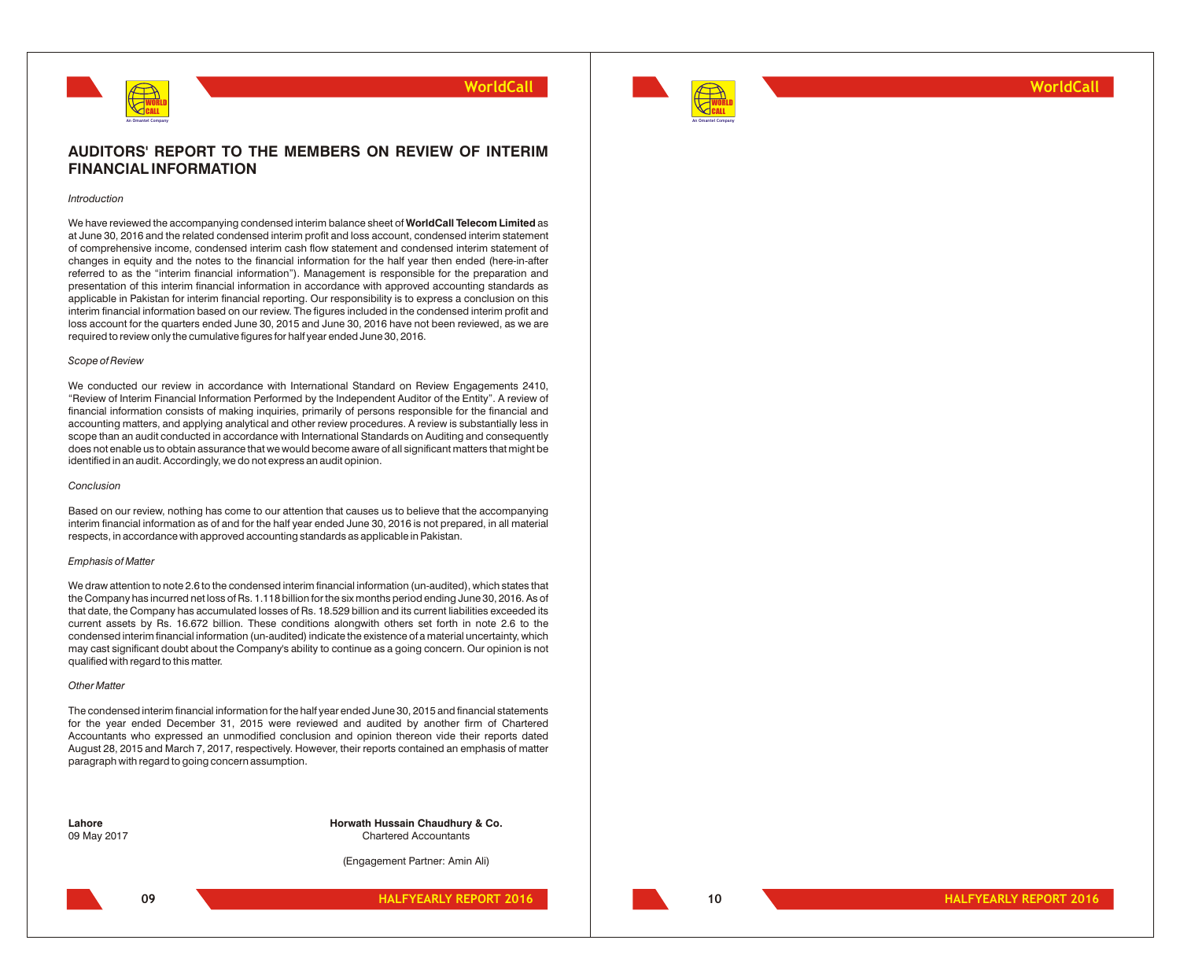# AUDITORS' REPORT TO THE MEMBERS ON REVIEW OF INTERIM FINANCIAL INFORMATION

*Introduction*

We have reviewed the accompanying condensed interim balance sheet of **WorldCall Telecom Limited** as at June 30, 2016 and the related condensed interim profit and loss account, condensed interim statement of comprehensive income, condensed interim cash flow statement and condensed interim statement of changes in equity and the notes to the financial information for the half year then ended (here-in-after referred to as the "interim financial information"). Management is responsible for the preparation and presentation of this interim financial information in accordance with approved accounting standards as applicable in Pakistan for interim financial reporting. Our responsibility is to express a conclusion on this interim financial information based on our review. The figures included in the condensed interim profit and loss account for the quarters ended June 30, 2015 and June 30, 2016 have not been reviewed, as we are required to review only the cumulative figures for half year ended June 30, 2016.

*Scope of Review*

We conducted our review in accordance with International Standard on Review Engagements 2410, "Review of Interim Financial Information Performed by the Independent Auditor of the Entity". A review of financial information consists of making inquiries, primarily of persons responsible for the financial and accounting matters, and applying analytical and other review procedures. A review is substantially less in scope than an audit conducted in accordance with International Standards on Auditing and consequently does not enable us to obtain assurance that we would become aware of all significant matters that might be identified in an audit. Accordingly, we do not express an audit opinion.

*Conclusion*

Based on our review, nothing has come to our attention that causes us to believe that the accompanying interim financial information as of and for the half year ended June 30, 2016 is not prepared, in all material respects, in accordance with approved accounting standards as applicable in Pakistan.

*Emphasis of Matter*

We draw attention to note 2.6 to the condensed interim financial information (un-audited), which states that the Company has incurred net loss of Rs. 1.118 billion for the six months period ending June 30, 2016. As of that date, the Company has accumulated losses of Rs. 18.529 billion and its current liabilities exceeded its current assets by Rs. 16.672 billion. These conditions alongwith others set forth in note 2.6 to the condensed interim financial information (un-audited) indicate the existence of a material uncertainty, which may cast significant doubt about the Company's ability to continue as a going concern. Our opinion is not qualified with regard to this matter.

*Other Matter*

The condensed interim financial information for the half year ended June 30, 2015 and financial statements for the year ended December 31, 2015 were reviewed and audited by another firm of Chartered Accountants who expressed an unmodified conclusion and opinion thereon vide their reports dated August 28, 2015 and March 7, 2017, respectively. However, their reports contained an emphasis of matter paragraph with regard to going concern assumption.

**Lahore**
09 May 2017

**Horwath Hussain Chaudhury & Co.**
Chartered Accountants

(Engagement Partner: Amin Ali)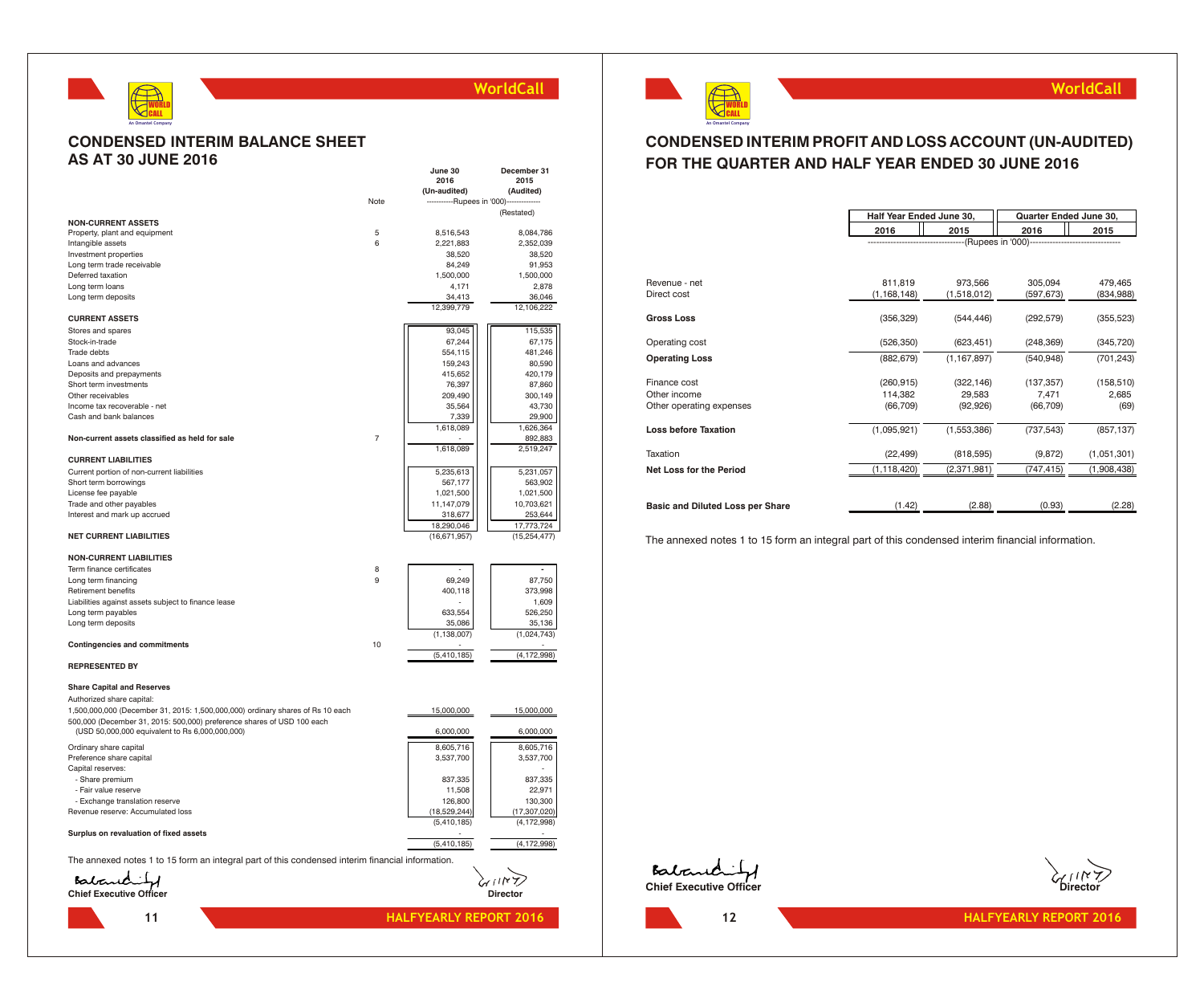## CONDENSED INTERIM BALANCE SHEET
## AS AT 30 JUNE 2016

| | Note | June 30 2016 (Un-audited) | December 31 2015 (Audited) |
|---|---|---|---|
| | | ----------Rupees in '000)---------- | |
| | | | (Restated) |
| **NON-CURRENT ASSETS** | | | |
| Property, plant and equipment | 5 | 8,516,543 | 8,084,786 |
| Intangible assets | 6 | 2,221,883 | 2,352,039 |
| Investment properties | | 38,520 | 38,520 |
| Long term trade receivable | | 84,249 | 91,953 |
| Deferred taxation | | 1,500,000 | 1,500,000 |
| Long term loans | | 4,171 | 2,878 |
| Long term deposits | | 34,413 | 36,046 |
| | | 12,399,779 | 12,106,222 |
| **CURRENT ASSETS** | | | |
| Stores and spares | | 93,045 | 115,535 |
| Stock-in-trade | | 67,244 | 67,175 |
| Trade debts | | 554,115 | 481,246 |
| Loans and advances | | 159,243 | 80,590 |
| Deposits and prepayments | | 415,652 | 420,179 |
| Short term investments | | 76,397 | 87,860 |
| Other receivables | | 209,490 | 300,149 |
| Income tax recoverable - net | | 35,564 | 43,730 |
| Cash and bank balances | | 7,339 | 29,900 |
| | | 1,618,089 | 1,626,364 |
| **Non-current assets classified as held for sale** | 7 | - | 892,883 |
| | | 1,618,089 | 2,519,247 |
| **CURRENT LIABILITIES** | | | |
| Current portion of non-current liabilities | | 5,235,613 | 5,231,057 |
| Short term borrowings | | 567,177 | 563,902 |
| License fee payable | | 1,021,500 | 1,021,500 |
| Trade and other payables | | 11,147,079 | 10,703,621 |
| Interest and mark up accrued | | 318,677 | 253,644 |
| | | 18,290,046 | 17,773,724 |
| **NET CURRENT LIABILITIES** | | (16,671,957) | (15,254,477) |
| **NON-CURRENT LIABILITIES** | | | |
| Term finance certificates | 8 | - | - |
| Long term financing | 9 | 69,249 | 87,750 |
| Retirement benefits | | 400,118 | 373,998 |
| Liabilities against assets subject to finance lease | | - | 1,609 |
| Long term payables | | 633,554 | 526,250 |
| Long term deposits | | 35,086 | 35,136 |
| | | (1,138,007) | (1,024,743) |
| **Contingencies and commitments** | 10 | - | - |
| | | (5,410,185) | (4,172,998) |
| **REPRESENTED BY** | | | |
| **Share Capital and Reserves** | | | |
| Authorized share capital: | | | |
| 1,500,000,000 (December 31, 2015: 1,500,000,000) ordinary shares of Rs 10 each | | 15,000,000 | 15,000,000 |
| 500,000 (December 31, 2015: 500,000) preference shares of USD 100 each (USD 50,000,000 equivalent to Rs 6,000,000,000) | | 6,000,000 | 6,000,000 |
| Ordinary share capital | | 8,605,716 | 8,605,716 |
| Preference share capital | | 3,537,700 | 3,537,700 |
| Capital reserves: | | | - |
| - Share premium | | 837,335 | 837,335 |
| - Fair value reserve | | 11,508 | 22,971 |
| - Exchange translation reserve | | 126,800 | 130,300 |
| Revenue reserve: Accumulated loss | | (18,529,244) | (17,307,020) |
| | | (5,410,185) | (4,172,998) |
| **Surplus on revaluation of fixed assets** | | - | - |
| | | (5,410,185) | (4,172,998) |

The annexed notes 1 to 15 form an integral part of this condensed interim financial information.

**Chief Executive Officer** **Director**

## CONDENSED INTERIM PROFIT AND LOSS ACCOUNT (UN-AUDITED)
## FOR THE QUARTER AND HALF YEAR ENDED 30 JUNE 2016

| | Half Year Ended June 30, 2016 | Half Year Ended June 30, 2015 | Quarter Ended June 30, 2016 | Quarter Ended June 30, 2015 |
|---|---|---|---|---|
| | ----------(Rupees in '000)---------- | | | |
| Revenue - net | 811,819 | 973,566 | 305,094 | 479,465 |
| Direct cost | (1,168,148) | (1,518,012) | (597,673) | (834,988) |
| **Gross Loss** | (356,329) | (544,446) | (292,579) | (355,523) |
| Operating cost | (526,350) | (623,451) | (248,369) | (345,720) |
| **Operating Loss** | (882,679) | (1,167,897) | (540,948) | (701,243) |
| Finance cost | (260,915) | (322,146) | (137,357) | (158,510) |
| Other income | 114,382 | 29,583 | 7,471 | 2,685 |
| Other operating expenses | (66,709) | (92,926) | (66,709) | (69) |
| **Loss before Taxation** | (1,095,921) | (1,553,386) | (737,543) | (857,137) |
| Taxation | (22,499) | (818,595) | (9,872) | (1,051,301) |
| **Net Loss for the Period** | (1,118,420) | (2,371,981) | (747,415) | (1,908,438) |
| **Basic and Diluted Loss per Share** | (1.42) | (2.88) | (0.93) | (2.28) |

The annexed notes 1 to 15 form an integral part of this condensed interim financial information.

**Chief Executive Officer** **Director**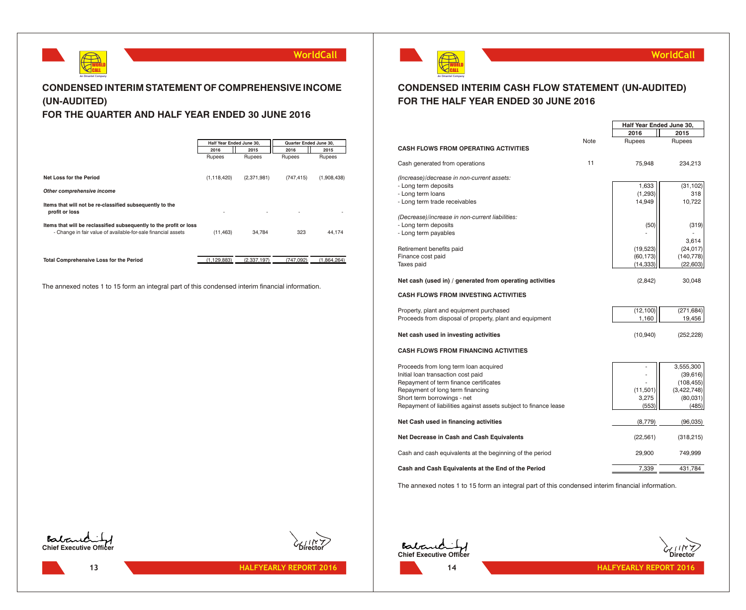# CONDENSED INTERIM STATEMENT OF COMPREHENSIVE INCOME (UN-AUDITED)
# FOR THE QUARTER AND HALF YEAR ENDED 30 JUNE 2016

| | Half Year Ended June 30, | | Quarter Ended June 30, | |
|---|---|---|---|---|
| | 2016 | 2015 | 2016 | 2015 |
| | Rupees | Rupees | Rupees | Rupees |
| **Net Loss for the Period** | (1,118,420) | (2,371,981) | (747,415) | (1,908,438) |
| ***Other comprehensive income*** | | | | |
| **Items that will not be re-classified subsequently to the profit or loss** | - | - | - | - |
| **Items that will be reclassified subsequently to the profit or loss** | | | | |
| - Change in fair value of available-for-sale financial assets | (11,463) | 34,784 | 323 | 44,174 |
| **Total Comprehensive Loss for the Period** | (1,129,883) | (2,337,197) | (747,092) | (1,864,264) |

The annexed notes 1 to 15 form an integral part of this condensed interim financial information.

Chief Executive Officer

Director

# CONDENSED INTERIM CASH FLOW STATEMENT (UN-AUDITED)
# FOR THE HALF YEAR ENDED 30 JUNE 2016

| | Note | Half Year Ended June 30, 2016 | 2015 |
|---|---|---|---|
| | | Rupees | Rupees |
| **CASH FLOWS FROM OPERATING ACTIVITIES** | | | |
| Cash generated from operations | 11 | 75,948 | 234,213 |
| *(Increase)/decrease in non-current assets:* | | | |
| - Long term deposits | | 1,633 | (31,102) |
| - Long term loans | | (1,293) | 318 |
| - Long term trade receivables | | 14,949 | 10,722 |
| *(Decrease)/increase in non-current liabilities:* | | | |
| - Long term deposits | | (50) | (319) |
| - Long term payables | | - | - |
| | | | 3,614 |
| Retirement benefits paid | | (19,523) | (24,017) |
| Finance cost paid | | (60,173) | (140,778) |
| Taxes paid | | (14,333) | (22,603) |
| **Net cash (used in) / generated from operating activities** | | (2,842) | 30,048 |
| **CASH FLOWS FROM INVESTING ACTIVITIES** | | | |
| Property, plant and equipment purchased | | (12,100) | (271,684) |
| Proceeds from disposal of property, plant and equipment | | 1,160 | 19,456 |
| **Net cash used in investing activities** | | (10,940) | (252,228) |
| **CASH FLOWS FROM FINANCING ACTIVITIES** | | | |
| Proceeds from long term loan acquired | | - | 3,555,300 |
| Initial loan transaction cost paid | | - | (39,616) |
| Repayment of term finance certificates | | - | (108,455) |
| Repayment of long term financing | | (11,501) | (3,422,748) |
| Short term borrowings - net | | 3,275 | (80,031) |
| Repayment of liabilities against assets subject to finance lease | | (553) | (485) |
| **Net Cash used in financing activities** | | (8,779) | (96,035) |
| **Net Decrease in Cash and Cash Equivalents** | | (22,561) | (318,215) |
| Cash and cash equivalents at the beginning of the period | | 29,900 | 749,999 |
| **Cash and Cash Equivalents at the End of the Period** | | 7,339 | 431,784 |

The annexed notes 1 to 15 form an integral part of this condensed interim financial information.

Chief Executive Officer

Director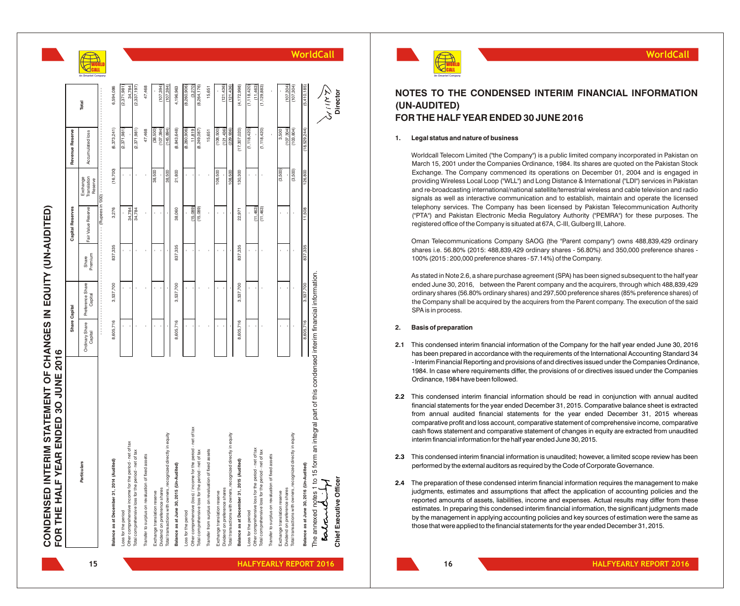# CONDENSED INTERIM STATEMENT OF CHANGES IN EQUITY (UN-AUDITED)
## FOR THE HALF YEAR ENDED 30 JUNE 2016

| Particulars | Share Capital | | Capital Reserves | | | Revenue Reserve | Total |
|---|---|---|---|---|---|---|---|
| | Ordinary Share Capital | Preference Share Capital | Share Premium | Fair Value Reserve | Exchange Translation Reserve | Accumulated loss | |
| | (Rupees in '000) | | | | | | |
| **Balance as at December 31, 2014 (Audited)** | 8,605,716 | 3,537,700 | 837,335 | 3,276 | (16,700) | (6,373,241) | 6,594,086 |
| Loss for the period | - | - | - | - | - | (2,371,981) | (2,371,981) |
| Other comprehensive income for the period - net of tax | - | - | - | 34,784 | - | - | 34,784 |
| Total comprehensive loss for the period - net of tax | - | - | - | 34,784 | - | (2,371,981) | (2,337,197) |
| Transfer to surplus on revaluation of fixed assets | - | - | - | - | - | 47,468 | 47,468 |
| Exchange translation reserve | - | - | - | - | 38,500 | (38,500) | - |
| Dividend on preference shares | - | - | - | - | - | (107,394) | (107,394) |
| Total transactions with owners, recognized directly in equity | - | - | - | - | 38,500 | (145,894) | (107,394) |
| **Balance as at June 30, 2015 (Un-Audited)** | 8,605,716 | 3,537,700 | 837,335 | 38,060 | 21,800 | (8,843,648) | 4,196,963 |
| Loss for the period | - | - | - | - | - | (8,260,906) | (8,260,906) |
| Other comprehensive (loss) / income for the period - net of tax | - | - | - | (15,089) | - | 11,819 | (3,270) |
| Total comprehensive loss for the period - net of tax | - | - | - | (15,089) | - | (8,249,087) | (8,264,176) |
| Transfer from surplus on revaluation of fixed assets | - | - | - | - | - | 15,651 | 15,651 |
| Exchange translation reserve | - | - | - | - | 108,500 | (108,500) | - |
| Dividend on preference shares | - | - | - | - | - | (121,436) | (121,436) |
| Total transactions with owners, recognized directly in equity | - | - | - | - | 108,500 | (229,936) | (121,436) |
| **Balance as at December 31, 2015 (Audited)** | 8,605,716 | 3,537,700 | 837,335 | 22,971 | 130,300 | (17,307,020) | (4,172,998) |
| Loss for the period | - | - | - | - | - | (1,118,420) | (1,118,420) |
| Other comprehensive loss for the period - net of tax | - | - | - | (11,463) | - | - | (11,463) |
| Total comprehensive loss for the period - net of tax | - | - | - | (11,463) | - | (1,118,420) | (1,129,883) |
| Transfer to surplus on revaluation of fixed assets | - | - | - | - | - | - | - |
| Exchange translation reserve | - | - | - | - | (3,500) | 3,500 | - |
| Dividend on preference shares | - | - | - | - | - | (107,304) | (107,304) |
| Total transactions with owners, recognized directly in equity | - | - | - | - | (3,500) | (103,804) | (107,304) |
| **Balance as at June 30, 2016 (Un-Audited)** | 8,605,716 | 3,537,700 | 837,335 | 11,508 | 126,800 | (18,529,244) | (5,410,185) |

The annexed notes 1 to 15 form an integral part of this condensed interim financial information.

**Chief Executive Officer** | **Director**

# NOTES TO THE CONDENSED INTERIM FINANCIAL INFORMATION (UN-AUDITED)
## FOR THE HALF YEAR ENDED 30 JUNE 2016

**1. Legal status and nature of business**

Worldcall Telecom Limited ("the Company") is a public limited company incorporated in Pakistan on March 15, 2001 under the Companies Ordinance, 1984. Its shares are quoted on the Pakistan Stock Exchange. The Company commenced its operations on December 01, 2004 and is engaged in providing Wireless Local Loop ("WLL") and Long Distance & International ("LDI") services in Pakistan and re-broadcasting international/national satellite/terrestrial wireless and cable television and radio signals as well as interactive communication and to establish, maintain and operate the licensed telephony services. The Company has been licensed by Pakistan Telecommunication Authority ("PTA") and Pakistan Electronic Media Regulatory Authority ("PEMRA") for these purposes. The registered office of the Company is situated at 67A, C-III, Gulberg III, Lahore.

Oman Telecommunications Company SAOG (the "Parent company") owns 488,839,429 ordinary shares i.e. 56.80% (2015: 488,839,429 ordinary shares - 56.80%) and 350,000 preference shares - 100% (2015 : 200,000 preference shares - 57.14%) of the Company.

As stated in Note 2.6, a share purchase agreement (SPA) has been signed subsequent to the half year ended June 30, 2016, between the Parent company and the acquirers, through which 488,839,429 ordinary shares (56.80% ordinary shares) and 297,500 preference shares (85% preference shares) of the Company shall be acquired by the acquirers from the Parent company. The execution of the said SPA is in process.

**2. Basis of preparation**

**2.1** This condensed interim financial information of the Company for the half year ended June 30, 2016 has been prepared in accordance with the requirements of the International Accounting Standard 34 - Interim Financial Reporting and provisions of and directives issued under the Companies Ordinance, 1984. In case where requirements differ, the provisions of or directives issued under the Companies Ordinance, 1984 have been followed.

**2.2** This condensed interim financial information should be read in conjunction with annual audited financial statements for the year ended December 31, 2015. Comparative balance sheet is extracted from annual audited financial statements for the year ended December 31, 2015 whereas comparative profit and loss account, comparative statement of comprehensive income, comparative cash flows statement and comparative statement of changes in equity are extracted from unaudited interim financial information for the half year ended June 30, 2015.

**2.3** This condensed interim financial information is unaudited; however, a limited scope review has been performed by the external auditors as required by the Code of Corporate Governance.

**2.4** The preparation of these condensed interim financial information requires the management to make judgments, estimates and assumptions that affect the application of accounting policies and the reported amounts of assets, liabilities, income and expenses. Actual results may differ from these estimates. In preparing this condensed interim financial information, the significant judgments made by the management in applying accounting policies and key sources of estimation were the same as those that were applied to the financial statements for the year ended December 31, 2015.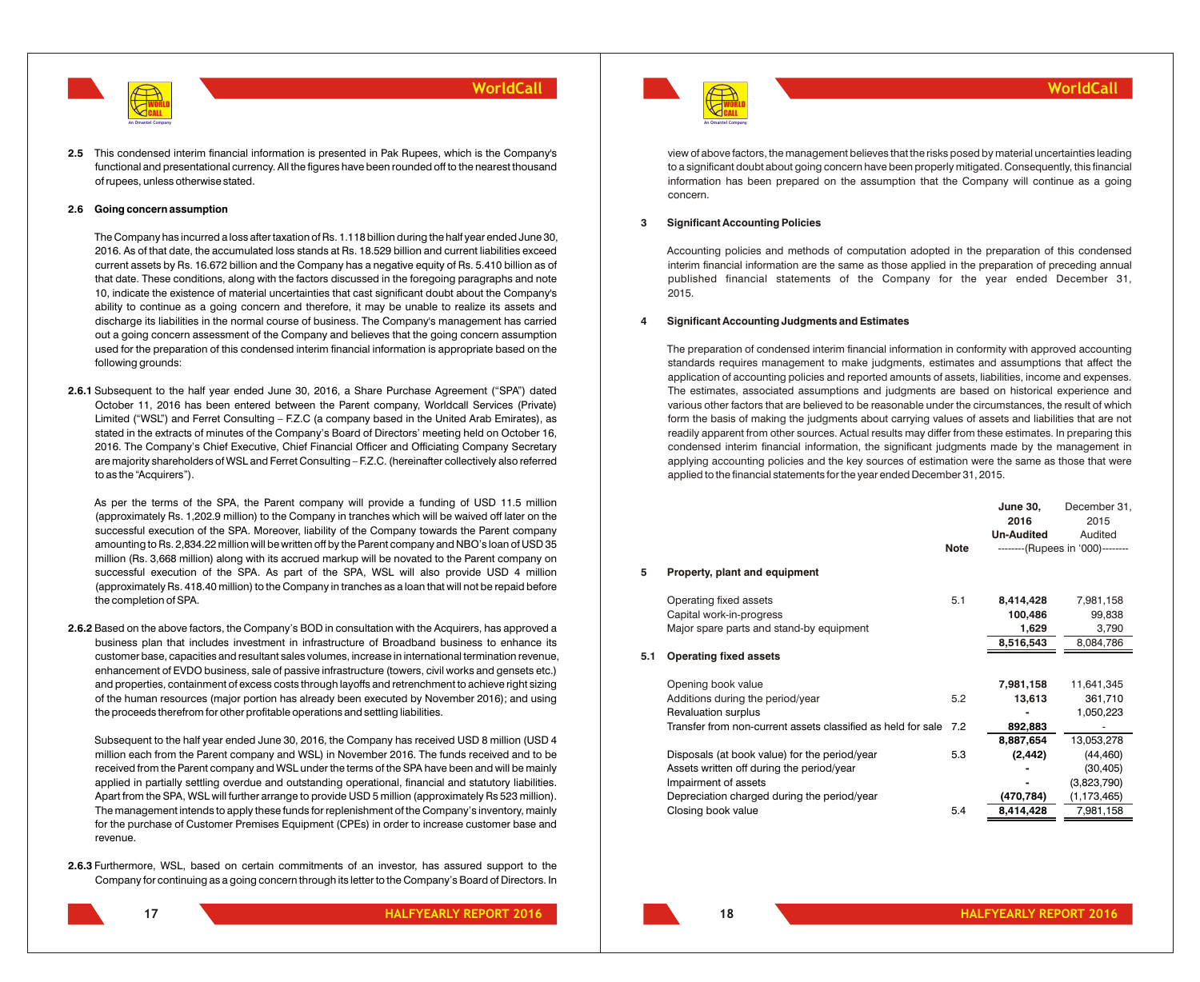**2.5** This condensed interim financial information is presented in Pak Rupees, which is the Company's functional and presentational currency. All the figures have been rounded off to the nearest thousand of rupees, unless otherwise stated.

**2.6 Going concern assumption**

The Company has incurred a loss after taxation of Rs. 1.118 billion during the half year ended June 30, 2016. As of that date, the accumulated loss stands at Rs. 18.529 billion and current liabilities exceed current assets by Rs. 16.672 billion and the Company has a negative equity of Rs. 5.410 billion as of that date. These conditions, along with the factors discussed in the foregoing paragraphs and note 10, indicate the existence of material uncertainties that cast significant doubt about the Company's ability to continue as a going concern and therefore, it may be unable to realize its assets and discharge its liabilities in the normal course of business. The Company's management has carried out a going concern assessment of the Company and believes that the going concern assumption used for the preparation of this condensed interim financial information is appropriate based on the following grounds:

**2.6.1** Subsequent to the half year ended June 30, 2016, a Share Purchase Agreement ("SPA") dated October 11, 2016 has been entered between the Parent company, Worldcall Services (Private) Limited ("WSL") and Ferret Consulting – F.Z.C (a company based in the United Arab Emirates), as stated in the extracts of minutes of the Company's Board of Directors' meeting held on October 16, 2016. The Company's Chief Executive, Chief Financial Officer and Officiating Company Secretary are majority shareholders of WSL and Ferret Consulting – F.Z.C. (hereinafter collectively also referred to as the "Acquirers").

As per the terms of the SPA, the Parent company will provide a funding of USD 11.5 million (approximately Rs. 1,202.9 million) to the Company in tranches which will be waived off later on the successful execution of the SPA. Moreover, liability of the Company towards the Parent company amounting to Rs. 2,834.22 million will be written off by the Parent company and NBO's loan of USD 35 million (Rs. 3,668 million) along with its accrued markup will be novated to the Parent company on successful execution of the SPA. As part of the SPA, WSL will also provide USD 4 million (approximately Rs. 418.40 million) to the Company in tranches as a loan that will not be repaid before the completion of SPA.

**2.6.2** Based on the above factors, the Company's BOD in consultation with the Acquirers, has approved a business plan that includes investment in infrastructure of Broadband business to enhance its customer base, capacities and resultant sales volumes, increase in international termination revenue, enhancement of EVDO business, sale of passive infrastructure (towers, civil works and gensets etc.) and properties, containment of excess costs through layoffs and retrenchment to achieve right sizing of the human resources (major portion has already been executed by November 2016); and using the proceeds therefrom for other profitable operations and settling liabilities.

Subsequent to the half year ended June 30, 2016, the Company has received USD 8 million (USD 4 million each from the Parent company and WSL) in November 2016. The funds received and to be received from the Parent company and WSL under the terms of the SPA have been and will be mainly applied in partially settling overdue and outstanding operational, financial and statutory liabilities. Apart from the SPA, WSL will further arrange to provide USD 5 million (approximately Rs 523 million). The management intends to apply these funds for replenishment of the Company's inventory, mainly for the purchase of Customer Premises Equipment (CPEs) in order to increase customer base and revenue.

**2.6.3** Furthermore, WSL, based on certain commitments of an investor, has assured support to the Company for continuing as a going concern through its letter to the Company's Board of Directors. In view of above factors, the management believes that the risks posed by material uncertainties leading to a significant doubt about going concern have been properly mitigated. Consequently, this financial information has been prepared on the assumption that the Company will continue as a going concern.

**3 Significant Accounting Policies**

Accounting policies and methods of computation adopted in the preparation of this condensed interim financial information are the same as those applied in the preparation of preceding annual published financial statements of the Company for the year ended December 31, 2015.

**4 Significant Accounting Judgments and Estimates**

The preparation of condensed interim financial information in conformity with approved accounting standards requires management to make judgments, estimates and assumptions that affect the application of accounting policies and reported amounts of assets, liabilities, income and expenses. The estimates, associated assumptions and judgments are based on historical experience and various other factors that are believed to be reasonable under the circumstances, the result of which form the basis of making the judgments about carrying values of assets and liabilities that are not readily apparent from other sources. Actual results may differ from these estimates. In preparing this condensed interim financial information, the significant judgments made by the management in applying accounting policies and the key sources of estimation were the same as those that were applied to the financial statements for the year ended December 31, 2015.

| | | Note | **June 30, 2016 Un-Audited** | December 31, 2015 Audited |
|---|---|---|---|---|
| | | | --------(Rupees in '000)-------- | |
| **5** | **Property, plant and equipment** | | | |
| | Operating fixed assets | 5.1 | **8,414,428** | 7,981,158 |
| | Capital work-in-progress | | **100,486** | 99,838 |
| | Major spare parts and stand-by equipment | | **1,629** | 3,790 |
| | | | **8,516,543** | 8,084,786 |
| **5.1** | **Operating fixed assets** | | | |
| | Opening book value | | **7,981,158** | 11,641,345 |
| | Additions during the period/year | 5.2 | **13,613** | 361,710 |
| | Revaluation surplus | | **-** | 1,050,223 |
| | Transfer from non-current assets classified as held for sale | 7.2 | **892,883** | - |
| | | | **8,887,654** | 13,053,278 |
| | Disposals (at book value) for the period/year | 5.3 | **(2,442)** | (44,460) |
| | Assets written off during the period/year | | **-** | (30,405) |
| | Impairment of assets | | **-** | (3,823,790) |
| | Depreciation charged during the period/year | | **(470,784)** | (1,173,465) |
| | Closing book value | 5.4 | **8,414,428** | 7,981,158 |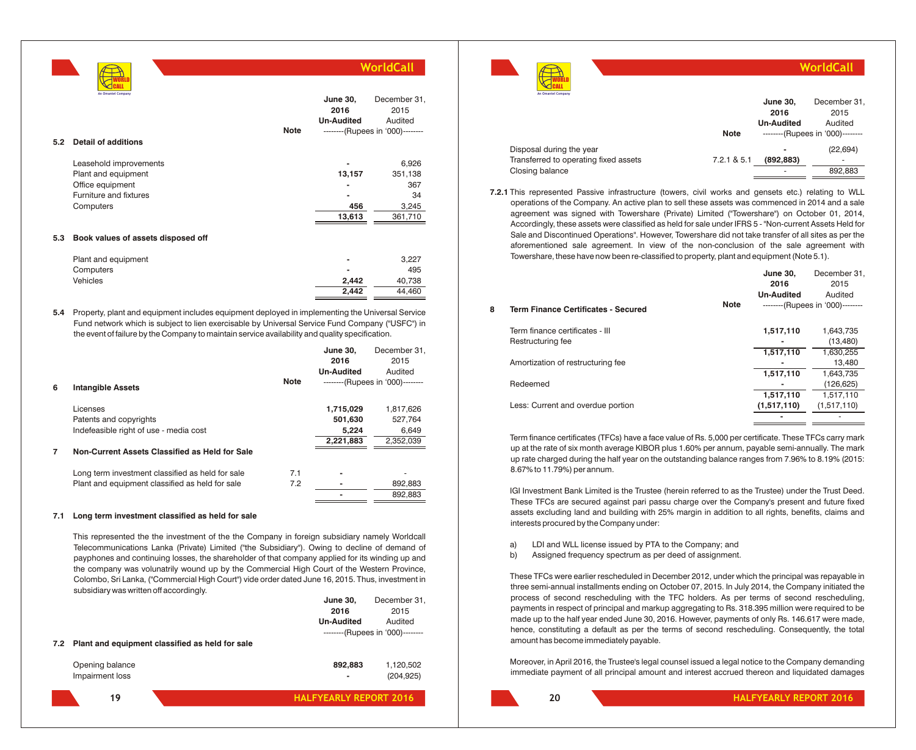| | Note | June 30, 2016 Un-Audited | December 31, 2015 Audited |
|---|---|---|---|
| | | --------(Rupees in '000)-------- | |
| **5.2 Detail of additions** | | | |
| Leasehold improvements | | - | 6,926 |
| Plant and equipment | | 13,157 | 351,138 |
| Office equipment | | - | 367 |
| Furniture and fixtures | | - | 34 |
| Computers | | 456 | 3,245 |
| | | 13,613 | 361,710 |
| **5.3 Book values of assets disposed off** | | | |
| Plant and equipment | | - | 3,227 |
| Computers | | - | 495 |
| Vehicles | | 2,442 | 40,738 |
| | | 2,442 | 44,460 |

**5.4** Property, plant and equipment includes equipment deployed in implementing the Universal Service Fund network which is subject to lien exercisable by Universal Service Fund Company ("USFC") in the event of failure by the Company to maintain service availability and quality specification.

| | Note | June 30, 2016 Un-Audited | December 31, 2015 Audited |
|---|---|---|---|
| | | --------(Rupees in '000)-------- | |
| **6 Intangible Assets** | | | |
| Licenses | | 1,715,029 | 1,817,626 |
| Patents and copyrights | | 501,630 | 527,764 |
| Indefeasible right of use - media cost | | 5,224 | 6,649 |
| | | 2,221,883 | 2,352,039 |
| **7 Non-Current Assets Classified as Held for Sale** | | | |
| Long term investment classified as held for sale | 7.1 | - | - |
| Plant and equipment classified as held for sale | 7.2 | - | 892,883 |
| | | - | 892,883 |

**7.1 Long term investment classified as held for sale**

This represented the the investment of the the Company in foreign subsidiary namely Worldcall Telecommunications Lanka (Private) Limited ("the Subsidiary"). Owing to decline of demand of payphones and continuing losses, the shareholder of that company applied for its winding up and the company was volunatrily wound up by the Commercial High Court of the Western Province, Colombo, Sri Lanka, ("Commercial High Court") vide order dated June 16, 2015. Thus, investment in subsidiary was written off accordingly.

| | Note | June 30, 2016 Un-Audited | December 31, 2015 Audited |
|---|---|---|---|
| | | --------(Rupees in '000)-------- | |
| **7.2 Plant and equipment classified as held for sale** | | | |
| Opening balance | | 892,883 | 1,120,502 |
| Impairment loss | | - | (204,925) |
| Disposal during the year | | - | (22,694) |
| Transferred to operating fixed assets | 7.2.1 & 5.1 | (892,883) | - |
| Closing balance | | - | 892,883 |

**7.2.1** This represented Passive infrastructure (towers, civil works and gensets etc.) relating to WLL operations of the Company. An active plan to sell these assets was commenced in 2014 and a sale agreement was signed with Towershare (Private) Limited ("Towershare") on October 01, 2014, Accordingly, these assets were classified as held for sale under IFRS 5 - "Non-current Assets Held for Sale and Discontinued Operations". However, Towershare did not take transfer of all sites as per the aforementioned sale agreement. In view of the non-conclusion of the sale agreement with Towershare, these have now been re-classified to property, plant and equipment (Note 5.1).

| | Note | June 30, 2016 Un-Audited | December 31, 2015 Audited |
|---|---|---|---|
| | | --------(Rupees in '000)-------- | |
| **8 Term Finance Certificates - Secured** | | | |
| Term finance certificates - III | | 1,517,110 | 1,643,735 |
| Restructuring fee | | - | (13,480) |
| | | 1,517,110 | 1,630,255 |
| Amortization of restructuring fee | | - | 13,480 |
| | | 1,517,110 | 1,643,735 |
| Redeemed | | - | (126,625) |
| | | 1,517,110 | 1,517,110 |
| Less: Current and overdue portion | | (1,517,110) | (1,517,110) |
| | | - | - |

Term finance certificates (TFCs) have a face value of Rs. 5,000 per certificate. These TFCs carry mark up at the rate of six month average KIBOR plus 1.60% per annum, payable semi-annually. The mark up rate charged during the half year on the outstanding balance ranges from 7.96% to 8.19% (2015: 8.67% to 11.79%) per annum.

IGI Investment Bank Limited is the Trustee (herein referred to as the Trustee) under the Trust Deed. These TFCs are secured against pari passu charge over the Company's present and future fixed assets excluding land and building with 25% margin in addition to all rights, benefits, claims and interests procured by the Company under:

a) LDI and WLL license issued by PTA to the Company; and
b) Assigned frequency spectrum as per deed of assignment.

These TFCs were earlier rescheduled in December 2012, under which the principal was repayable in three semi-annual installments ending on October 07, 2015. In July 2014, the Company initiated the process of second rescheduling with the TFC holders. As per terms of second rescheduling, payments in respect of principal and markup aggregating to Rs. 318.395 million were required to be made up to the half year ended June 30, 2016. However, payments of only Rs. 146.617 were made, hence, constituting a default as per the terms of second rescheduling. Consequently, the total amount has become immediately payable.

Moreover, in April 2016, the Trustee's legal counsel issued a legal notice to the Company demanding immediate payment of all principal amount and interest accrued thereon and liquidated damages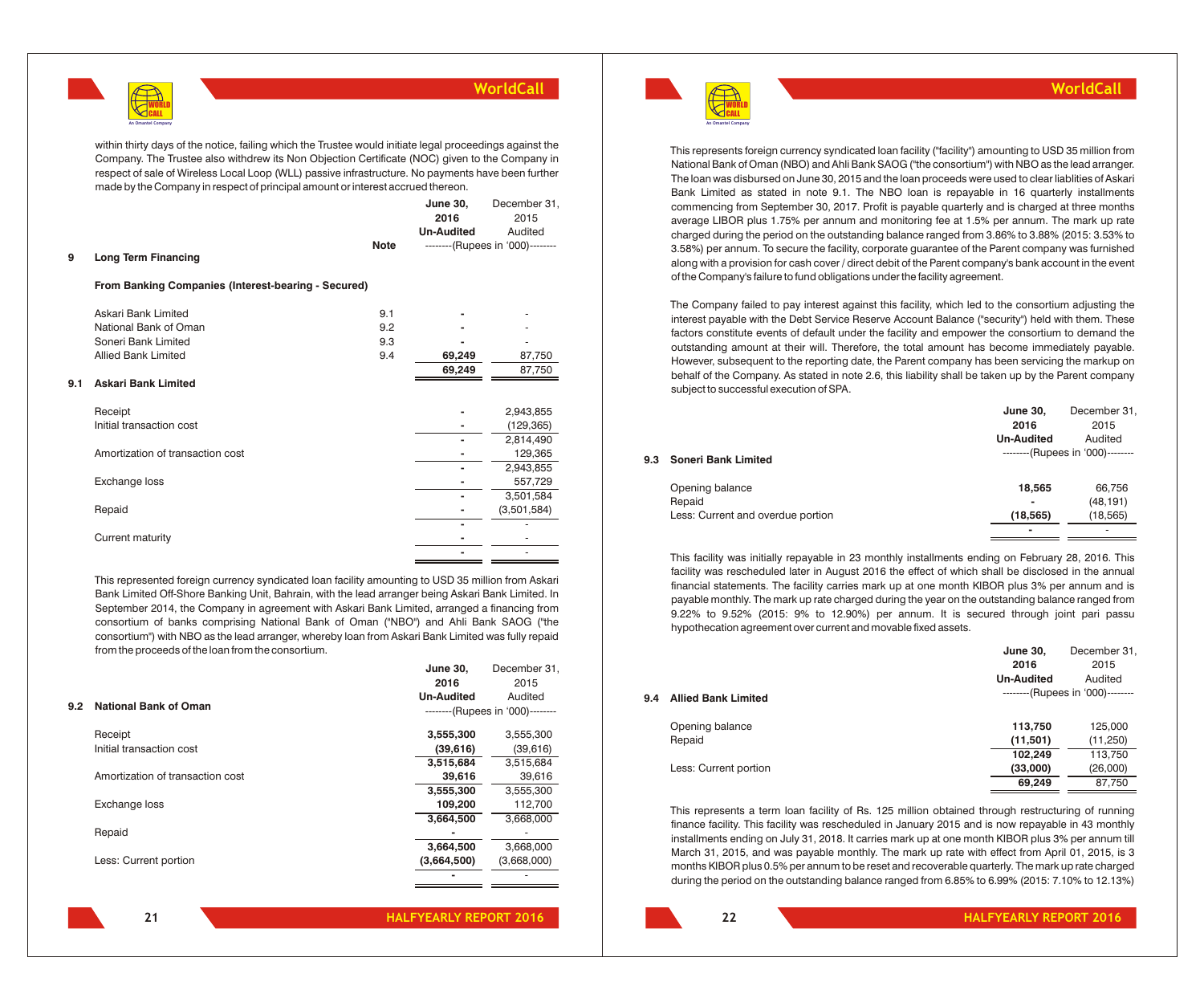within thirty days of the notice, failing which the Trustee would initiate legal proceedings against the Company. The Trustee also withdrew its Non Objection Certificate (NOC) given to the Company in respect of sale of Wireless Local Loop (WLL) passive infrastructure. No payments have been further made by the Company in respect of principal amount or interest accrued thereon.

| | | Note | June 30, 2016 Un-Audited | December 31, 2015 Audited |
|---|---|---|---|---|
| | | | --------(Rupees in '000)-------- | |
| **9** | **Long Term Financing** | | | |
| | **From Banking Companies (Interest-bearing - Secured)** | | | |
| | Askari Bank Limited | 9.1 | - | - |
| | National Bank of Oman | 9.2 | - | - |
| | Soneri Bank Limited | 9.3 | - | - |
| | Allied Bank Limited | 9.4 | 69,249 | 87,750 |
| | | | 69,249 | 87,750 |

**9.1 Askari Bank Limited**

| | June 30, 2016 | December 31, 2015 |
|---|---|---|
| Receipt | - | 2,943,855 |
| Initial transaction cost | - | (129,365) |
| | - | 2,814,490 |
| Amortization of transaction cost | - | 129,365 |
| | - | 2,943,855 |
| Exchange loss | - | 557,729 |
| | - | 3,501,584 |
| Repaid | - | (3,501,584) |
| | - | - |
| Current maturity | - | - |
| | - | - |

This represented foreign currency syndicated loan facility amounting to USD 35 million from Askari Bank Limited Off-Shore Banking Unit, Bahrain, with the lead arranger being Askari Bank Limited. In September 2014, the Company in agreement with Askari Bank Limited, arranged a financing from consortium of banks comprising National Bank of Oman ("NBO") and Ahli Bank SAOG ("the consortium") with NBO as the lead arranger, whereby loan from Askari Bank Limited was fully repaid from the proceeds of the loan from the consortium.

**9.2 National Bank of Oman**

| | June 30, 2016 Un-Audited | December 31, 2015 Audited |
|---|---|---|
| | --------(Rupees in '000)-------- | |
| Receipt | 3,555,300 | 3,555,300 |
| Initial transaction cost | (39,616) | (39,616) |
| | 3,515,684 | 3,515,684 |
| Amortization of transaction cost | 39,616 | 39,616 |
| | 3,555,300 | 3,555,300 |
| Exchange loss | 109,200 | 112,700 |
| | 3,664,500 | 3,668,000 |
| Repaid | - | - |
| | 3,664,500 | 3,668,000 |
| Less: Current portion | (3,664,500) | (3,668,000) |
| | - | - |

This represents foreign currency syndicated loan facility ("facility") amounting to USD 35 million from National Bank of Oman (NBO) and Ahli Bank SAOG ("the consortium") with NBO as the lead arranger. The loan was disbursed on June 30, 2015 and the loan proceeds were used to clear liablities of Askari Bank Limited as stated in note 9.1. The NBO loan is repayable in 16 quarterly installments commencing from September 30, 2017. Profit is payable quarterly and is charged at three months average LIBOR plus 1.75% per annum and monitoring fee at 1.5% per annum. The mark up rate charged during the period on the outstanding balance ranged from 3.86% to 3.88% (2015: 3.53% to 3.58%) per annum. To secure the facility, corporate guarantee of the Parent company was furnished along with a provision for cash cover / direct debit of the Parent company's bank account in the event of the Company's failure to fund obligations under the facility agreement.

The Company failed to pay interest against this facility, which led to the consortium adjusting the interest payable with the Debt Service Reserve Account Balance ("security") held with them. These factors constitute events of default under the facility and empower the consortium to demand the outstanding amount at their will. Therefore, the total amount has become immediately payable. However, subsequent to the reporting date, the Parent company has been servicing the markup on behalf of the Company. As stated in note 2.6, this liability shall be taken up by the Parent company subject to successful execution of SPA.

**9.3 Soneri Bank Limited**

| | June 30, 2016 Un-Audited | December 31, 2015 Audited |
|---|---|---|
| | --------(Rupees in '000)-------- | |
| Opening balance | 18,565 | 66,756 |
| Repaid | - | (48,191) |
| Less: Current and overdue portion | (18,565) | (18,565) |
| | - | - |

This facility was initially repayable in 23 monthly installments ending on February 28, 2016. This facility was rescheduled later in August 2016 the effect of which shall be disclosed in the annual financial statements. The facility carries mark up at one month KIBOR plus 3% per annum and is payable monthly. The mark up rate charged during the year on the outstanding balance ranged from 9.22% to 9.52% (2015: 9% to 12.90%) per annum. It is secured through joint pari passu hypothecation agreement over current and movable fixed assets.

**9.4 Allied Bank Limited**

| | June 30, 2016 Un-Audited | December 31, 2015 Audited |
|---|---|---|
| | --------(Rupees in '000)-------- | |
| Opening balance | 113,750 | 125,000 |
| Repaid | (11,501) | (11,250) |
| | 102,249 | 113,750 |
| Less: Current portion | (33,000) | (26,000) |
| | 69,249 | 87,750 |

This represents a term loan facility of Rs. 125 million obtained through restructuring of running finance facility. This facility was rescheduled in January 2015 and is now repayable in 43 monthly installments ending on July 31, 2018. It carries mark up at one month KIBOR plus 3% per annum till March 31, 2015, and was payable monthly. The mark up rate with effect from April 01, 2015, is 3 months KIBOR plus 0.5% per annum to be reset and recoverable quarterly. The mark up rate charged during the period on the outstanding balance ranged from 6.85% to 6.99% (2015: 7.10% to 12.13%)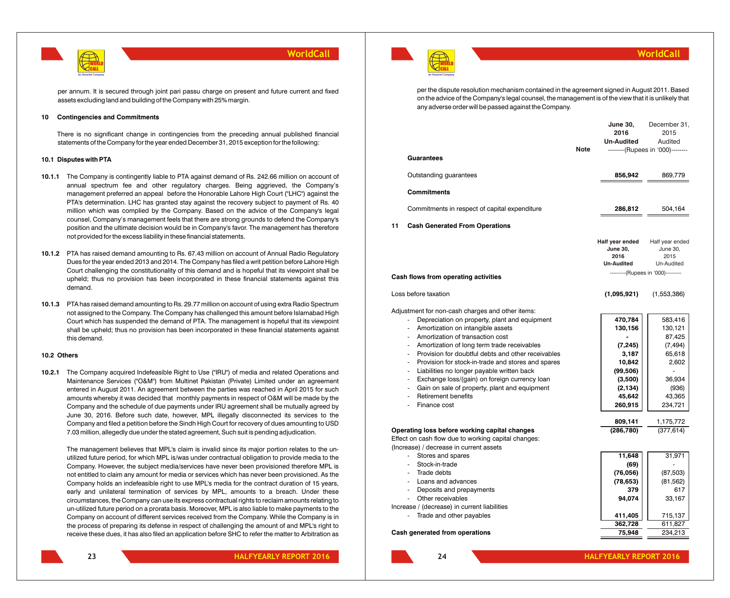per annum. It is secured through joint pari passu charge on present and future current and fixed assets excluding land and building of the Company with 25% margin.

## 10 Contingencies and Commitments

There is no significant change in contingencies from the preceding annual published financial statements of the Company for the year ended December 31, 2015 exception for the following:

### 10.1 Disputes with PTA

**10.1.1** The Company is contingently liable to PTA against demand of Rs. 242.66 million on account of annual spectrum fee and other regulatory charges. Being aggrieved, the Company's management preferred an appeal before the Honorable Lahore High Court ("LHC") against the PTA's determination. LHC has granted stay against the recovery subject to payment of Rs. 40 million which was complied by the Company. Based on the advice of the Company's legal counsel, Company's management feels that there are strong grounds to defend the Company's position and the ultimate decision would be in Company's favor. The management has therefore not provided for the excess liability in these financial statements.

**10.1.2** PTA has raised demand amounting to Rs. 67.43 million on account of Annual Radio Regulatory Dues for the year ended 2013 and 2014. The Company has filed a writ petition before Lahore High Court challenging the constitutionality of this demand and is hopeful that its viewpoint shall be upheld; thus no provision has been incorporated in these financial statements against this demand.

**10.1.3** PTA has raised demand amounting to Rs. 29.77 million on account of using extra Radio Spectrum not assigned to the Company. The Company has challenged this amount before Islamabad High Court which has suspended the demand of PTA. The management is hopeful that its viewpoint shall be upheld; thus no provision has been incorporated in these financial statements against this demand.

### 10.2 Others

**10.2.1** The Company acquired Indefeasible Right to Use ("IRU") of media and related Operations and Maintenance Services ("O&M") from Multinet Pakistan (Private) Limited under an agreement entered in August 2011. An agreement between the parties was reached in April 2015 for such amounts whereby it was decided that monthly payments in respect of O&M will be made by the Company and the schedule of due payments under IRU agreement shall be mutually agreed by June 30, 2016. Before such date, however, MPL illegally disconnected its services to the Company and filed a petition before the Sindh High Court for recovery of dues amounting to USD 7.03 million, allegedly due under the stated agreement, Such suit is pending adjudication.

The management believes that MPL's claim is invalid since its major portion relates to the un-utilized future period, for which MPL is/was under contractual obligation to provide media to the Company. However, the subject media/services have never been provisioned therefore MPL is not entitled to claim any amount for media or services which has never been provisioned. As the Company holds an indefeasible right to use MPL's media for the contract duration of 15 years, early and unilateral termination of services by MPL, amounts to a breach. Under these circumstances, the Company can use its express contractual rights to reclaim amounts relating to un-utilized future period on a prorata basis. Moreover, MPL is also liable to make payments to the Company on account of different services received from the Company. While the Company is in the process of preparing its defense in respect of challenging the amount of and MPL's right to receive these dues, it has also filed an application before SHC to refer the matter to Arbitration as per the dispute resolution mechanism contained in the agreement signed in August 2011. Based on the advice of the Company's legal counsel, the management is of the view that it is unlikely that any adverse order will be passed against the Company.

| | Note | June 30, 2016 Un-Audited | December 31, 2015 Audited |
|---|---|---|---|
| | | --------(Rupees in '000)-------- | |
| **Guarantees** | | | |
| Outstanding guarantees | | **856,942** | 869,779 |
| **Commitments** | | | |
| Commitments in respect of capital expenditure | | **286,812** | 504,164 |

## 11 Cash Generated From Operations

| | Half year ended June 30, 2016 Un-Audited | Half year ended June 30, 2015 Un-Audited |
|---|---|---|
| | ---------(Rupees in '000)--------- | |
| **Cash flows from operating activities** | | |
| Loss before taxation | **(1,095,921)** | (1,553,386) |
| Adjustment for non-cash charges and other items: | | |
| - Depreciation on property, plant and equipment | **470,784** | 583,416 |
| - Amortization on intangible assets | **130,156** | 130,121 |
| - Amortization of transaction cost | **-** | 87,425 |
| - Amortization of long term trade receivables | **(7,245)** | (7,494) |
| - Provision for doubtful debts and other receivables | **3,187** | 65,618 |
| - Provision for stock-in-trade and stores and spares | **10,842** | 2,602 |
| - Liabilities no longer payable written back | **(99,506)** | - |
| - Exchange loss/(gain) on foreign currency loan | **(3,500)** | 36,934 |
| - Gain on sale of property, plant and equipment | **(2,134)** | (936) |
| - Retirement benefits | **45,642** | 43,365 |
| - Finance cost | **260,915** | 234,721 |
| | **809,141** | 1,175,772 |
| **Operating loss before working capital changes** | **(286,780)** | (377,614) |
| Effect on cash flow due to working capital changes: | | |
| (Increase) / decrease in current assets | | |
| - Stores and spares | **11,648** | 31,971 |
| - Stock-in-trade | **(69)** | - |
| - Trade debts | **(76,056)** | (87,503) |
| - Loans and advances | **(78,653)** | (81,562) |
| - Deposits and prepayments | **379** | 617 |
| - Other receivables | **94,074** | 33,167 |
| Increase / (decrease) in current liabilities | | |
| - Trade and other payables | **411,405** | 715,137 |
| | **362,728** | 611,827 |
| **Cash generated from operations** | **75,948** | 234,213 |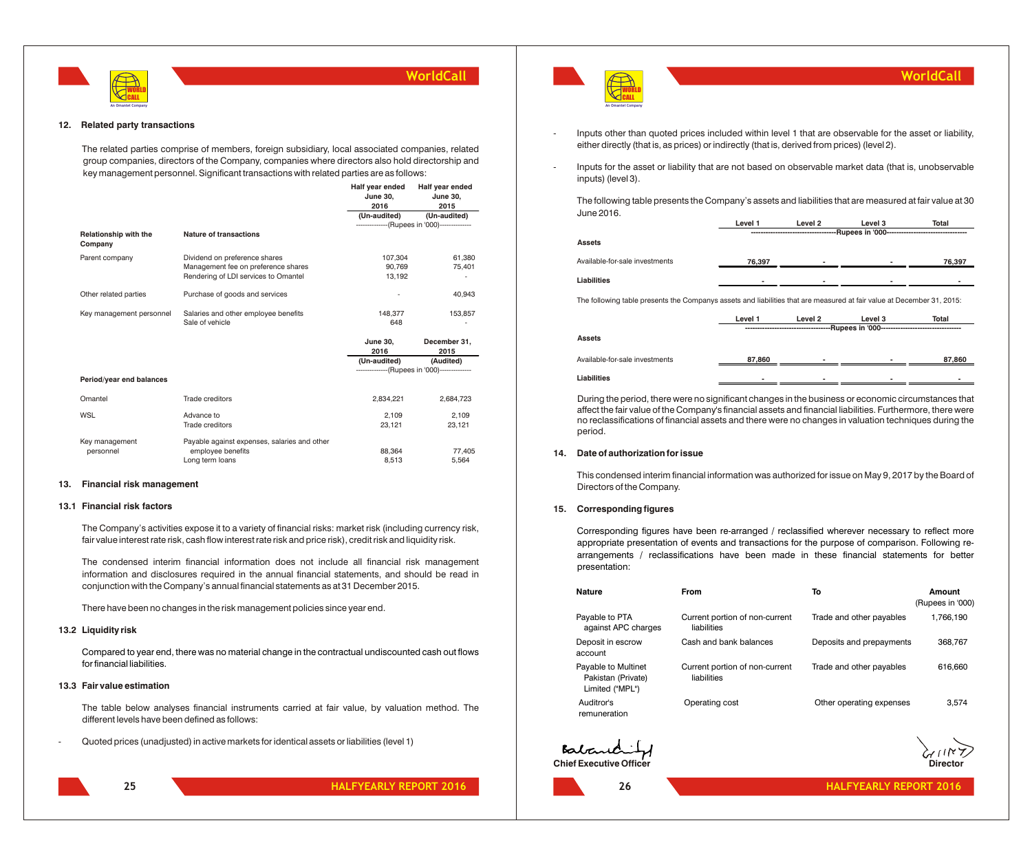## 12. Related party transactions

The related parties comprise of members, foreign subsidiary, local associated companies, related group companies, directors of the Company, companies where directors also hold directorship and key management personnel. Significant transactions with related parties are as follows:

| Relationship with the Company | Nature of transactions | Half year ended June 30, 2016 (Un-audited) | Half year ended June 30, 2015 (Un-audited) |
|---|---|---|---|
| | | --------------(Rupees in '000)-------------- | |
| Parent company | Dividend on preference shares | 107,304 | 61,380 |
| | Management fee on preference shares | 90,769 | 75,401 |
| | Rendering of LDI services to Omantel | 13,192 | - |
| Other related parties | Purchase of goods and services | - | 40,943 |
| Key management personnel | Salaries and other employee benefits | 148,377 | 153,857 |
| | Sale of vehicle | 648 | - |

| Period/year end balances | | June 30, 2016 (Un-audited) | December 31, 2015 (Audited) |
|---|---|---|---|
| | | --------------(Rupees in '000)-------------- | |
| Omantel | Trade creditors | 2,834,221 | 2,684,723 |
| WSL | Advance to | 2,109 | 2,109 |
| | Trade creditors | 23,121 | 23,121 |
| Key management personnel | Payable against expenses, salaries and other employee benefits | 88,364 | 77,405 |
| | Long term loans | 8,513 | 5,564 |

## 13. Financial risk management

### 13.1 Financial risk factors

The Company's activities expose it to a variety of financial risks: market risk (including currency risk, fair value interest rate risk, cash flow interest rate risk and price risk), credit risk and liquidity risk.

The condensed interim financial information does not include all financial risk management information and disclosures required in the annual financial statements, and should be read in conjunction with the Company's annual financial statements as at 31 December 2015.

There have been no changes in the risk management policies since year end.

### 13.2 Liquidity risk

Compared to year end, there was no material change in the contractual undiscounted cash out flows for financial liabilities.

### 13.3 Fair value estimation

The table below analyses financial instruments carried at fair value, by valuation method. The different levels have been defined as follows:

- Quoted prices (unadjusted) in active markets for identical assets or liabilities (level 1)
- Inputs other than quoted prices included within level 1 that are observable for the asset or liability, either directly (that is, as prices) or indirectly (that is, derived from prices) (level 2).
- Inputs for the asset or liability that are not based on observable market data (that is, unobservable inputs) (level 3).

The following table presents the Company's assets and liabilities that are measured at fair value at 30 June 2016.

| | Level 1 | Level 2 | Level 3 | Total |
|---|---|---|---|---|
| | ----------------------------------Rupees in '000---------------------------------- | | | |
| **Assets** | | | | |
| Available-for-sale investments | 76,397 | - | - | 76,397 |
| **Liabilities** | - | - | - | - |

The following table presents the Companys assets and liabilities that are measured at fair value at December 31, 2015:

| | Level 1 | Level 2 | Level 3 | Total |
|---|---|---|---|---|
| | ----------------------------------Rupees in '000---------------------------------- | | | |
| **Assets** | | | | |
| Available-for-sale investments | 87,860 | - | - | 87,860 |
| **Liabilities** | - | - | - | - |

During the period, there were no significant changes in the business or economic circumstances that affect the fair value of the Company's financial assets and financial liabilities. Furthermore, there were no reclassifications of financial assets and there were no changes in valuation techniques during the period.

## 14. Date of authorization for issue

This condensed interim financial information was authorized for issue on May 9, 2017 by the Board of Directors of the Company.

## 15. Corresponding figures

Corresponding figures have been re-arranged / reclassified wherever necessary to reflect more appropriate presentation of events and transactions for the purpose of comparison. Following re-arrangements / reclassifications have been made in these financial statements for better presentation:

| Nature | From | To | Amount (Rupees in '000) |
|---|---|---|---|
| Payable to PTA against APC charges | Current portion of non-current liabilities | Trade and other payables | 1,766,190 |
| Deposit in escrow account | Cash and bank balances | Deposits and prepayments | 368,767 |
| Payable to Multinet Pakistan (Private) Limited ("MPL") | Current portion of non-current liabilities | Trade and other payables | 616,660 |
| Auditor's remuneration | Operating cost | Other operating expenses | 3,574 |

**Chief Executive Officer** | **Director**